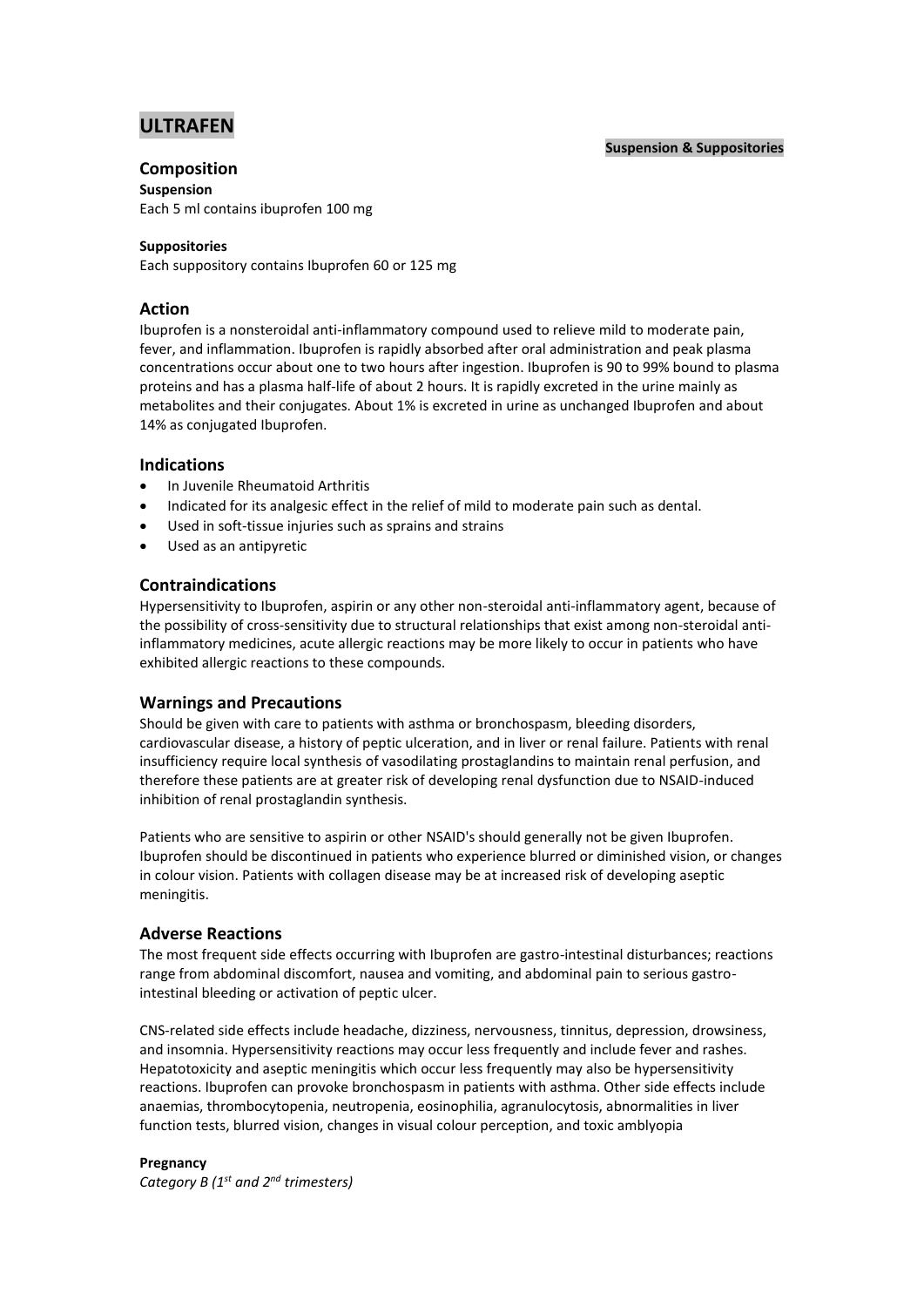# ULTRAFEN

**Suspension & Suppositories**

## Composition

**Suspension**

Each 5 ml contains ibuprofen 100 mg

**Suppositories**

Each suppository contains Ibuprofen 60 or 125 mg

## Action

Ibuprofen is a nonsteroidal anti-inflammatory compound used to relieve mild to moderate pain, fever, and inflammation. Ibuprofen is rapidly absorbed after oral administration and peak plasma concentrations occur about one to two hours after ingestion. Ibuprofen is 90 to 99% bound to plasma proteins and has a plasma half-life of about 2 hours. It is rapidly excreted in the urine mainly as metabolites and their conjugates. About 1% is excreted in urine as unchanged Ibuprofen and about 14% as conjugated Ibuprofen.

## Indications

- In Juvenile Rheumatoid Arthritis
- Indicated for its analgesic effect in the relief of mild to moderate pain such as dental.
- Used in soft-tissue injuries such as sprains and strains
- Used as an antipyretic

## Contraindications

Hypersensitivity to Ibuprofen, aspirin or any other non-steroidal anti-inflammatory agent, because of the possibility of cross-sensitivity due to structural relationships that exist among non-steroidal anti-inflammatory medicines, acute allergic reactions may be more likely to occur in patients who have exhibited allergic reactions to these compounds.

## Warnings and Precautions

Should be given with care to patients with asthma or bronchospasm, bleeding disorders, cardiovascular disease, a history of peptic ulceration, and in liver or renal failure. Patients with renal insufficiency require local synthesis of vasodilating prostaglandins to maintain renal perfusion, and therefore these patients are at greater risk of developing renal dysfunction due to NSAID-induced inhibition of renal prostaglandin synthesis.

Patients who are sensitive to aspirin or other NSAID's should generally not be given Ibuprofen. Ibuprofen should be discontinued in patients who experience blurred or diminished vision, or changes in colour vision. Patients with collagen disease may be at increased risk of developing aseptic meningitis.

## Adverse Reactions

The most frequent side effects occurring with Ibuprofen are gastro-intestinal disturbances; reactions range from abdominal discomfort, nausea and vomiting, and abdominal pain to serious gastro-intestinal bleeding or activation of peptic ulcer.

CNS-related side effects include headache, dizziness, nervousness, tinnitus, depression, drowsiness, and insomnia. Hypersensitivity reactions may occur less frequently and include fever and rashes. Hepatotoxicity and aseptic meningitis which occur less frequently may also be hypersensitivity reactions. Ibuprofen can provoke bronchospasm in patients with asthma. Other side effects include anaemias, thrombocytopenia, neutropenia, eosinophilia, agranulocytosis, abnormalities in liver function tests, blurred vision, changes in visual colour perception, and toxic amblyopia

**Pregnancy**

*Category B (1st and 2nd trimesters)*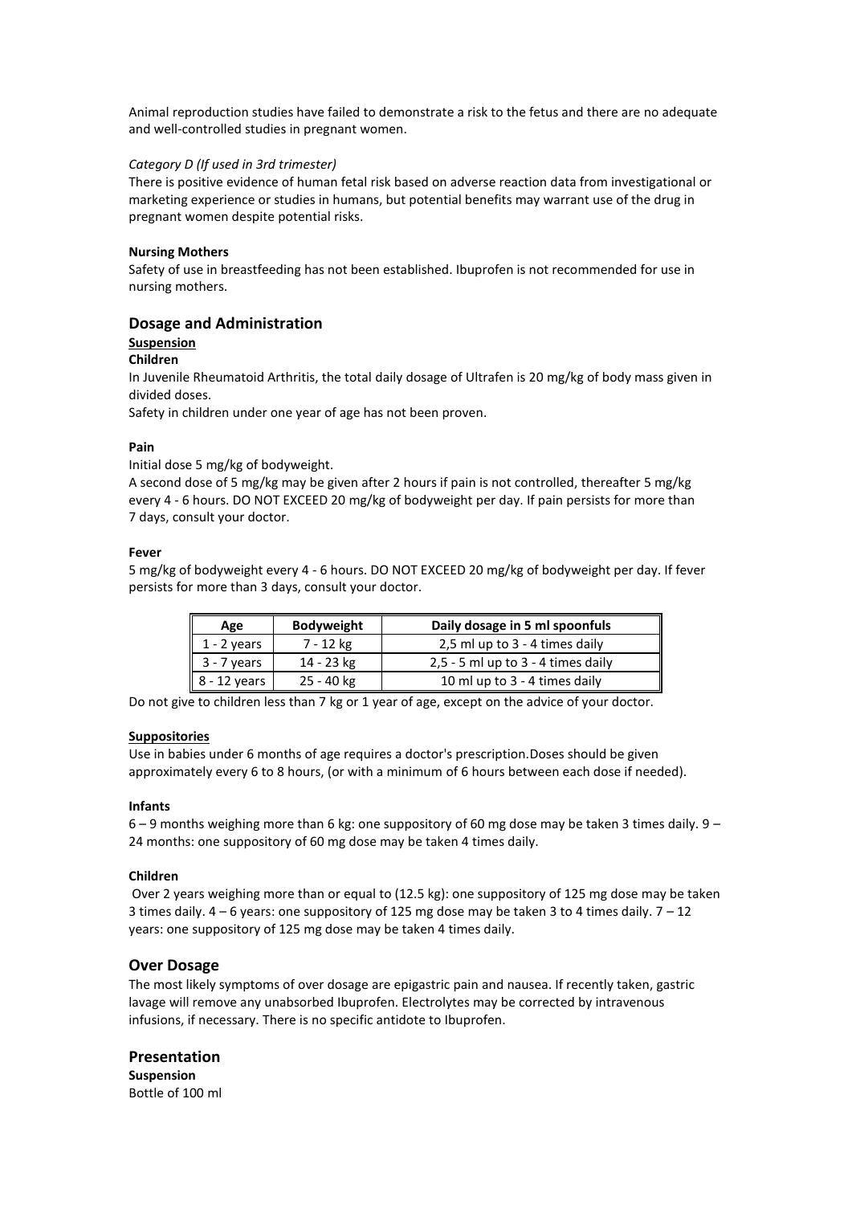Animal reproduction studies have failed to demonstrate a risk to the fetus and there are no adequate and well-controlled studies in pregnant women.

*Category D (If used in 3rd trimester)*
There is positive evidence of human fetal risk based on adverse reaction data from investigational or marketing experience or studies in humans, but potential benefits may warrant use of the drug in pregnant women despite potential risks.

**Nursing Mothers**
Safety of use in breastfeeding has not been established. Ibuprofen is not recommended for use in nursing mothers.

## Dosage and Administration

**Suspension**

**Children**
In Juvenile Rheumatoid Arthritis, the total daily dosage of Ultrafen is 20 mg/kg of body mass given in divided doses.
Safety in children under one year of age has not been proven.

**Pain**
Initial dose 5 mg/kg of bodyweight.
A second dose of 5 mg/kg may be given after 2 hours if pain is not controlled, thereafter 5 mg/kg every 4 - 6 hours. DO NOT EXCEED 20 mg/kg of bodyweight per day. If pain persists for more than 7 days, consult your doctor.

**Fever**
5 mg/kg of bodyweight every 4 - 6 hours. DO NOT EXCEED 20 mg/kg of bodyweight per day. If fever persists for more than 3 days, consult your doctor.

| Age | Bodyweight | Daily dosage in 5 ml spoonfuls |
|---|---|---|
| 1 - 2 years | 7 - 12 kg | 2,5 ml up to 3 - 4 times daily |
| 3 - 7 years | 14 - 23 kg | 2,5 - 5 ml up to 3 - 4 times daily |
| 8 - 12 years | 25 - 40 kg | 10 ml up to 3 - 4 times daily |

Do not give to children less than 7 kg or 1 year of age, except on the advice of your doctor.

**Suppositories**
Use in babies under 6 months of age requires a doctor's prescription.Doses should be given approximately every 6 to 8 hours, (or with a minimum of 6 hours between each dose if needed).

**Infants**
6 – 9 months weighing more than 6 kg: one suppository of 60 mg dose may be taken 3 times daily. 9 – 24 months: one suppository of 60 mg dose may be taken 4 times daily.

**Children**
Over 2 years weighing more than or equal to (12.5 kg): one suppository of 125 mg dose may be taken 3 times daily. 4 – 6 years: one suppository of 125 mg dose may be taken 3 to 4 times daily. 7 – 12 years: one suppository of 125 mg dose may be taken 4 times daily.

## Over Dosage

The most likely symptoms of over dosage are epigastric pain and nausea. If recently taken, gastric lavage will remove any unabsorbed Ibuprofen. Electrolytes may be corrected by intravenous infusions, if necessary. There is no specific antidote to Ibuprofen.

## Presentation

**Suspension**
Bottle of 100 ml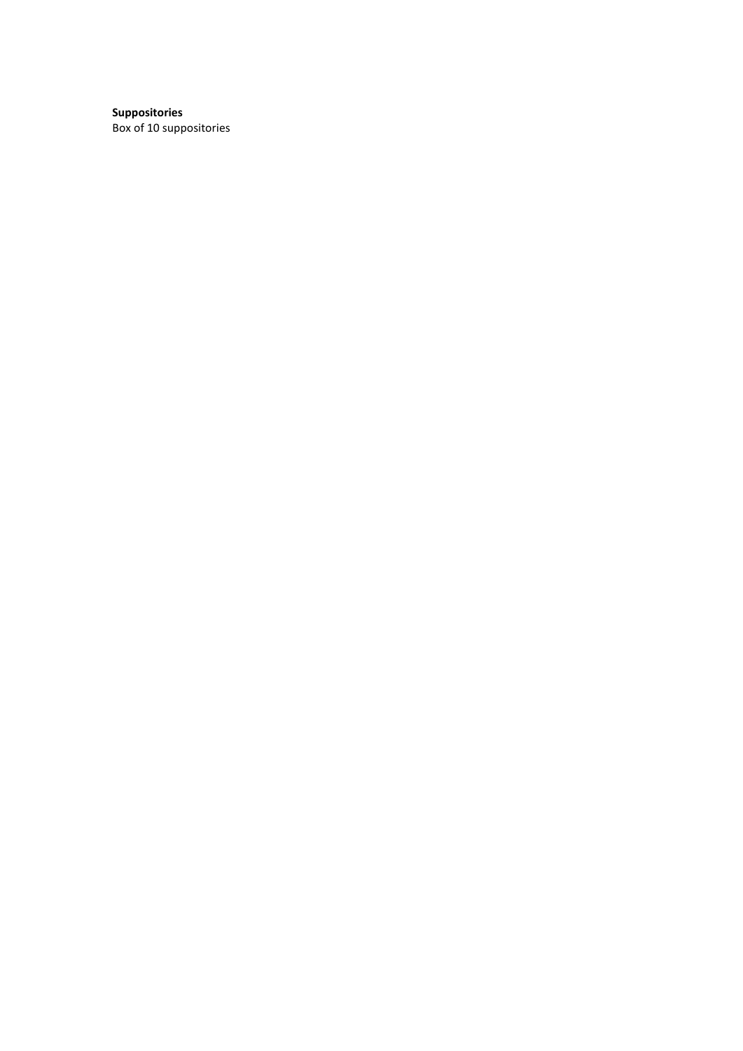**Suppositories**
Box of 10 suppositories